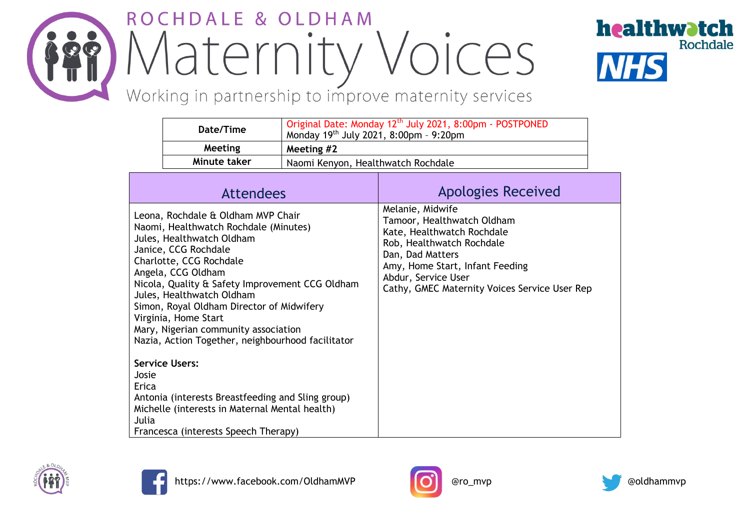# ROCHDALE & OLDHAM Maternity Voices

Working in partnership to improve maternity services

healthwatch Rochdale

NHS

| Date/Time | Original Date: Monday 12th July 2021, 8:00pm - POSTPONED<br>Monday 19th July 2021, 8:00pm – 9:20pm |
|---|---|
| **Meeting** | **Meeting #2** |
| **Minute taker** | Naomi Kenyon, Healthwatch Rochdale |

| Attendees | Apologies Received |
|---|---|
| Leona, Rochdale & Oldham MVP Chair<br>Naomi, Healthwatch Rochdale (Minutes)<br>Jules, Healthwatch Oldham<br>Janice, CCG Rochdale<br>Charlotte, CCG Rochdale<br>Angela, CCG Oldham<br>Nicola, Quality & Safety Improvement CCG Oldham<br>Jules, Healthwatch Oldham<br>Simon, Royal Oldham Director of Midwifery<br>Virginia, Home Start<br>Mary, Nigerian community association<br>Nazia, Action Together, neighbourhood facilitator<br><br>**Service Users:**<br>Josie<br>Erica<br>Antonia (interests Breastfeeding and Sling group)<br>Michelle (interests in Maternal Mental health)<br>Julia<br>Francesca (interests Speech Therapy) | Melanie, Midwife<br>Tamoor, Healthwatch Oldham<br>Kate, Healthwatch Rochdale<br>Rob, Healthwatch Rochdale<br>Dan, Dad Matters<br>Amy, Home Start, Infant Feeding<br>Abdur, Service User<br>Cathy, GMEC Maternity Voices Service User Rep |

https://www.facebook.com/OldhamMVP

@ro_mvp

@oldhammvp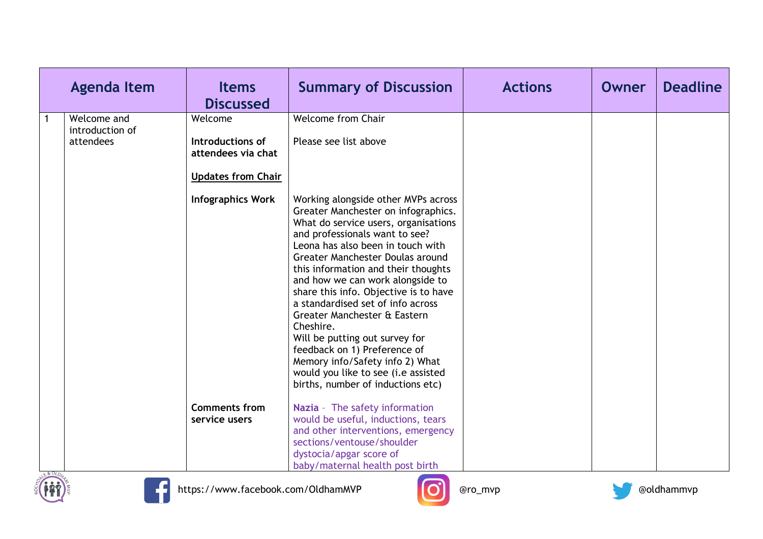| | Agenda Item | Items Discussed | Summary of Discussion | Actions | Owner | Deadline |
|---|---|---|---|---|---|---|
| 1 | Welcome and introduction of attendees | Welcome | Welcome from Chair | | | |
| | | **Introductions of attendees via chat** | Please see list above | | | |
| | | **Updates from Chair** | | | | |
| | | **Infographics Work** | Working alongside other MVPs across Greater Manchester on infographics. What do service users, organisations and professionals want to see? Leona has also been in touch with Greater Manchester Doulas around this information and their thoughts and how we can work alongside to share this info. Objective is to have a standardised set of info across Greater Manchester & Eastern Cheshire. Will be putting out survey for feedback on 1) Preference of Memory info/Safety info 2) What would you like to see (i.e assisted births, number of inductions etc) | | | |
| | | **Comments from service users** | **Nazia** – The safety information would be useful, inductions, tears and other interventions, emergency sections/ventouse/shoulder dystocia/apgar score of baby/maternal health post birth | | | |

https://www.facebook.com/OldhamMVP @ro_mvp @oldhammvp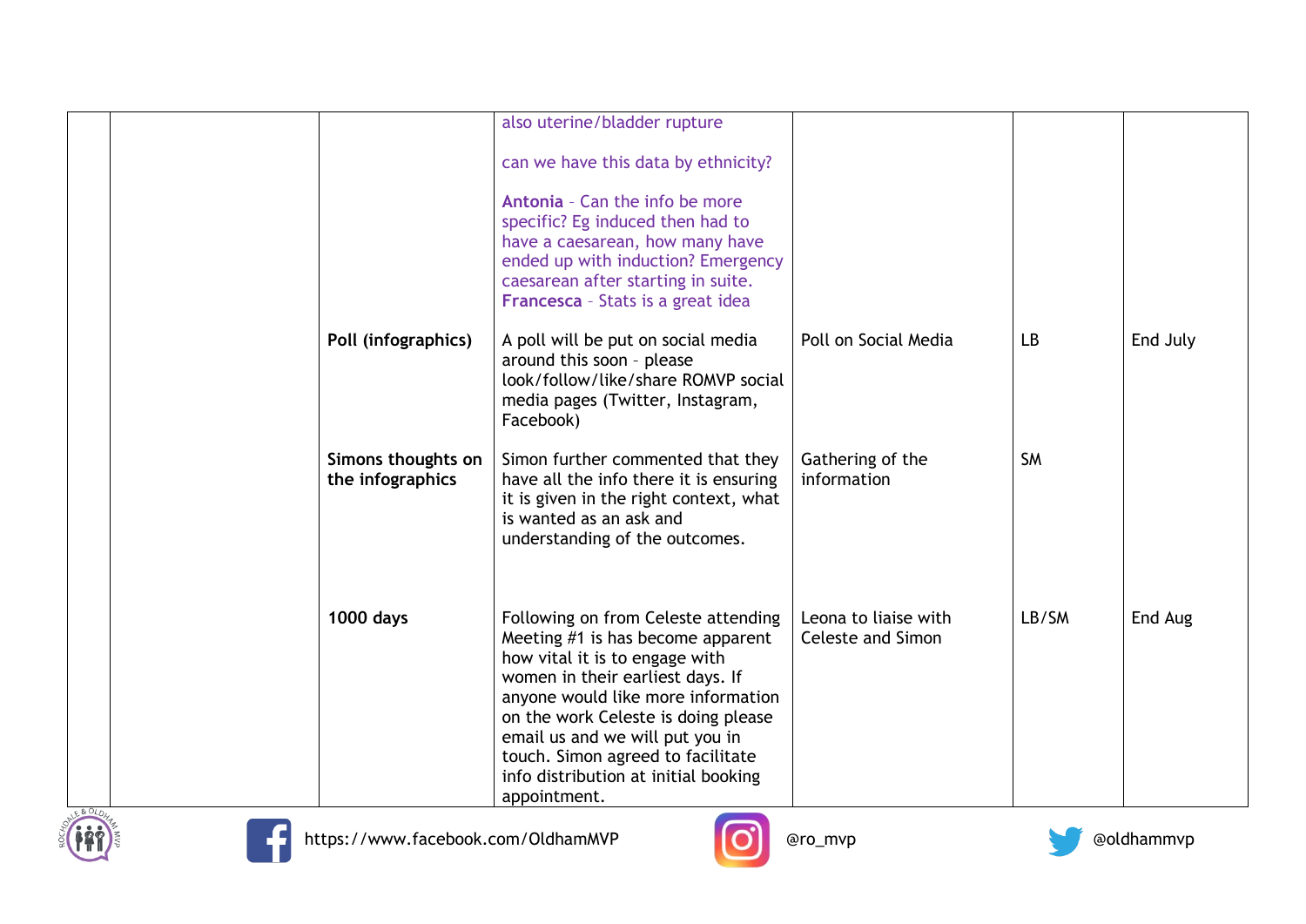| | | | | | | |
|---|---|---|---|---|---|---|
| | | | also uterine/bladder rupture<br><br>can we have this data by ethnicity?<br><br>**Antonia** - Can the info be more specific? Eg induced then had to have a caesarean, how many have ended up with induction? Emergency caesarean after starting in suite.<br>**Francesca** - Stats is a great idea | | | |
| | | **Poll (infographics)** | A poll will be put on social media around this soon - please look/follow/like/share ROMVP social media pages (Twitter, Instagram, Facebook) | Poll on Social Media | LB | End July |
| | | **Simons thoughts on the infographics** | Simon further commented that they have all the info there it is ensuring it is given in the right context, what is wanted as an ask and understanding of the outcomes. | Gathering of the information | SM | |
| | | **1000 days** | Following on from Celeste attending Meeting #1 is has become apparent how vital it is to engage with women in their earliest days. If anyone would like more information on the work Celeste is doing please email us and we will put you in touch. Simon agreed to facilitate info distribution at initial booking appointment. | Leona to liaise with Celeste and Simon | LB/SM | End Aug |

https://www.facebook.com/OldhamMVP @ro_mvp @oldhammvp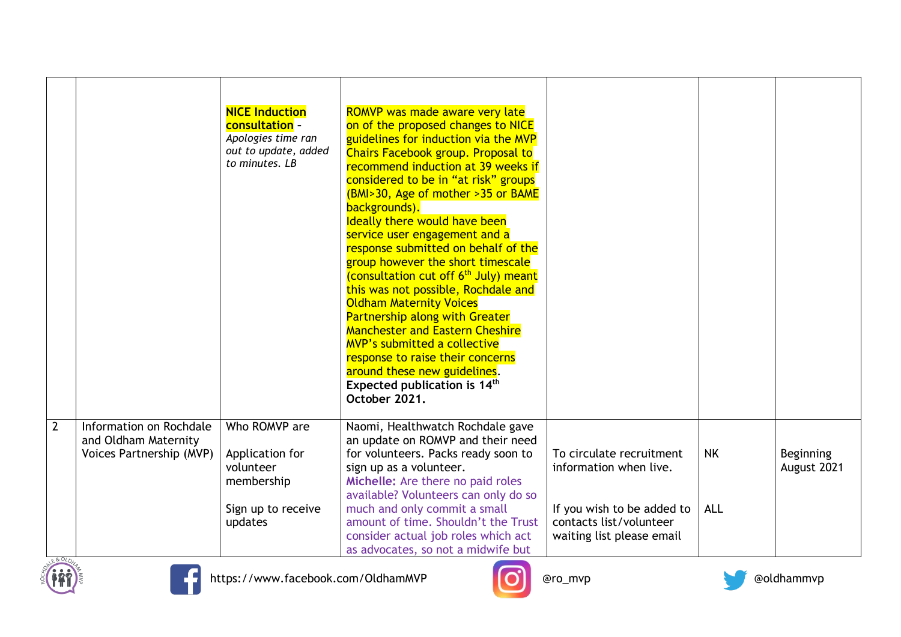| | | | | | | |
|---|---|---|---|---|---|---|
| | | **NICE Induction consultation** - *Apologies time ran out to update, added to minutes. LB* | ROMVP was made aware very late on of the proposed changes to NICE guidelines for induction via the MVP Chairs Facebook group. Proposal to recommend induction at 39 weeks if considered to be in "at risk" groups (BMI>30, Age of mother >35 or BAME backgrounds).<br>Ideally there would have been service user engagement and a response submitted on behalf of the group however the short timescale (consultation cut off 6th July) meant this was not possible, Rochdale and Oldham Maternity Voices Partnership along with Greater Manchester and Eastern Cheshire MVP's submitted a collective response to raise their concerns around these new guidelines.<br>**Expected publication is 14th October 2021.** | | | |
| 2 | Information on Rochdale and Oldham Maternity Voices Partnership (MVP) | Who ROMVP are<br><br>Application for volunteer membership<br><br>Sign up to receive updates | Naomi, Healthwatch Rochdale gave an update on ROMVP and their need for volunteers. Packs ready soon to sign up as a volunteer.<br>**Michelle:** Are there no paid roles available? Volunteers can only do so much and only commit a small amount of time. Shouldn't the Trust consider actual job roles which act as advocates, so not a midwife but | To circulate recruitment information when live.<br><br>If you wish to be added to contacts list/volunteer waiting list please email | NK<br><br>ALL | Beginning August 2021 |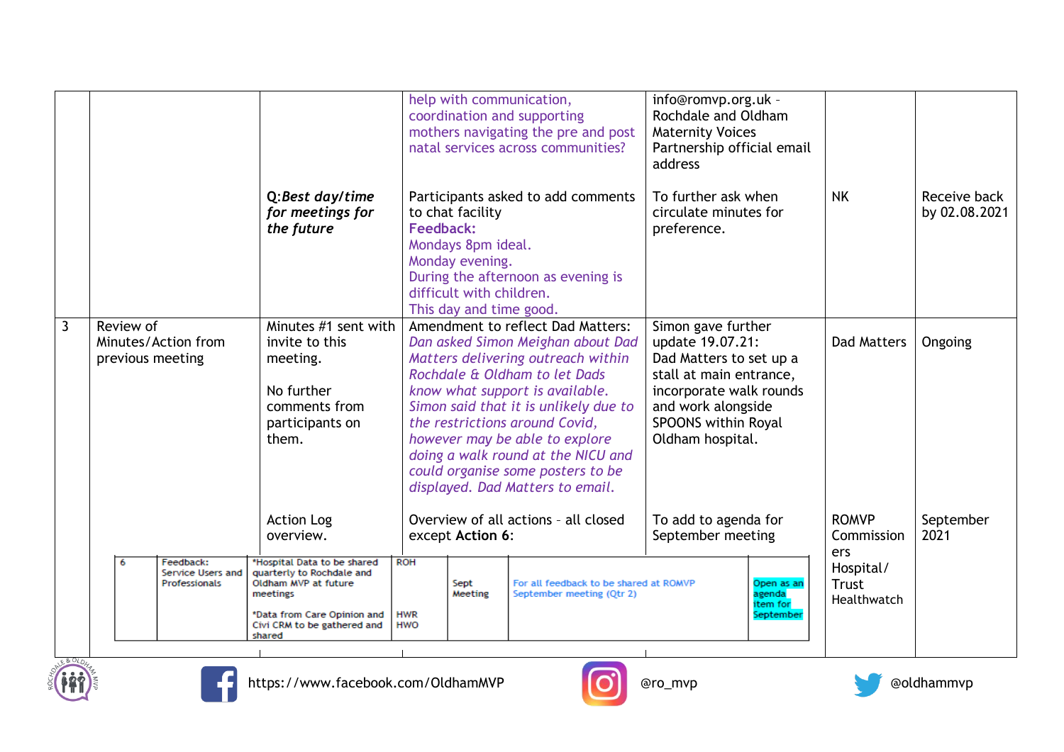| | | | help with communication, coordination and supporting mothers navigating the pre and post natal services across communities? | info@romvp.org.uk - Rochdale and Oldham Maternity Voices Partnership official email address | | |
|---|---|---|---|---|---|---|
| | | Q:***Best day/time for meetings for the future*** | Participants asked to add comments to chat facility<br>**Feedback:**<br>Mondays 8pm ideal.<br>Monday evening.<br>During the afternoon as evening is difficult with children.<br>This day and time good. | To further ask when circulate minutes for preference. | NK | Receive back by 02.08.2021 |
| 3 | Review of Minutes/Action from previous meeting | Minutes #1 sent with invite to this meeting.<br><br>No further comments from participants on them. | Amendment to reflect Dad Matters: *Dan asked Simon Meighan about Dad Matters delivering outreach within Rochdale & Oldham to let Dads know what support is available. Simon said that it is unlikely due to the restrictions around Covid, however may be able to explore doing a walk round at the NICU and could organise some posters to be displayed. Dad Matters to email.* | Simon gave further update 19.07.21:<br>Dad Matters to set up a stall at main entrance, incorporate walk rounds and work alongside SPOONS within Royal Oldham hospital. | Dad Matters | Ongoing |
| | | Action Log overview. | Overview of all actions - all closed except **Action 6**: | To add to agenda for September meeting | ROMVP Commissioners Hospital/ Trust Healthwatch | September 2021 |

| 6 | Feedback: Service Users and Professionals | *Hospital Data to be shared quarterly to Rochdale and Oldham MVP at future meetings<br><br>*Data from Care Opinion and Civi CRM to be gathered and shared | ROH<br><br>HWR HWO | Sept Meeting | For all feedback to be shared at ROMVP September meeting (Qtr 2) | Open as an agenda item for September |
|---|---|---|---|---|---|---|

https://www.facebook.com/OldhamMVP @ro_mvp @oldhammvp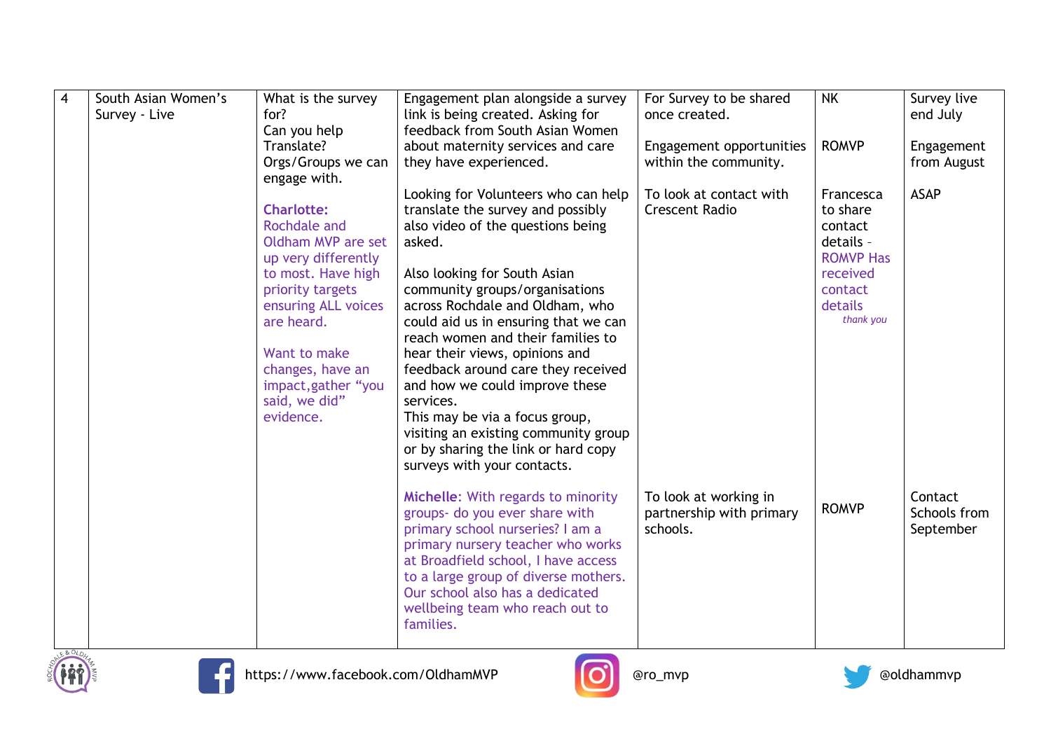| 4 | South Asian Women's Survey - Live | What is the survey for?<br>Can you help Translate?<br>Orgs/Groups we can engage with.<br><br>**Charlotte:** Rochdale and Oldham MVP are set up very differently to most. Have high priority targets ensuring ALL voices are heard.<br><br>Want to make changes, have an impact,gather "you said, we did" evidence. | Engagement plan alongside a survey link is being created. Asking for feedback from South Asian Women about maternity services and care they have experienced. | For Survey to be shared once created.<br><br>Engagement opportunities within the community. | NK<br><br>ROMVP | Survey live end July<br><br>Engagement from August |
|---|---|---|---|---|---|---|
| | | | Looking for Volunteers who can help translate the survey and possibly also video of the questions being asked.<br><br>Also looking for South Asian community groups/organisations across Rochdale and Oldham, who could aid us in ensuring that we can reach women and their families to hear their views, opinions and feedback around care they received and how we could improve these services.<br>This may be via a focus group, visiting an existing community group or by sharing the link or hard copy surveys with your contacts. | To look at contact with Crescent Radio | Francesca to share contact details - ROMVP Has received contact details *thank you* | ASAP |
| | | | **Michelle**: With regards to minority groups- do you ever share with primary school nurseries? I am a primary nursery teacher who works at Broadfield school, I have access to a large group of diverse mothers. Our school also has a dedicated wellbeing team who reach out to families. | To look at working in partnership with primary schools. | ROMVP | Contact Schools from September |

https://www.facebook.com/OldhamMVP @ro_mvp @oldhammvp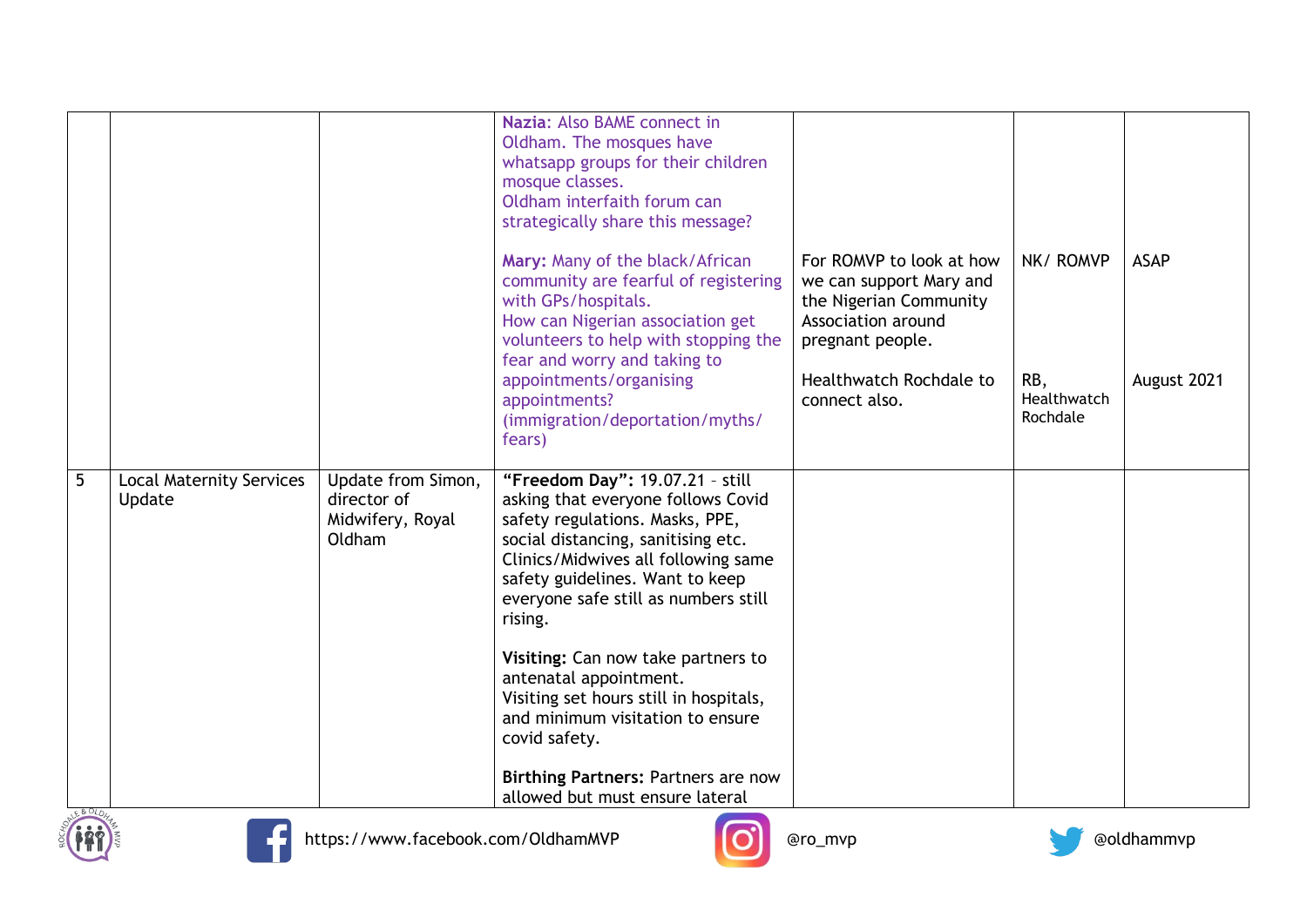| | | | | | | |
|---|---|---|---|---|---|---|
| | | | **Nazia**: Also BAME connect in Oldham. The mosques have whatsapp groups for their children mosque classes.<br>Oldham interfaith forum can strategically share this message?<br><br>**Mary:** Many of the black/African community are fearful of registering with GPs/hospitals.<br>How can Nigerian association get volunteers to help with stopping the fear and worry and taking to appointments/organising appointments? (immigration/deportation/myths/fears) | For ROMVP to look at how we can support Mary and the Nigerian Community Association around pregnant people.<br><br>Healthwatch Rochdale to connect also. | NK/ ROMVP<br><br>RB, Healthwatch Rochdale | ASAP<br><br>August 2021 |
| 5 | Local Maternity Services Update | Update from Simon, director of Midwifery, Royal Oldham | **"Freedom Day":** 19.07.21 – still asking that everyone follows Covid safety regulations. Masks, PPE, social distancing, sanitising etc. Clinics/Midwives all following same safety guidelines. Want to keep everyone safe still as numbers still rising.<br><br>**Visiting:** Can now take partners to antenatal appointment.<br>Visiting set hours still in hospitals, and minimum visitation to ensure covid safety.<br><br>**Birthing Partners:** Partners are now allowed but must ensure lateral | | | |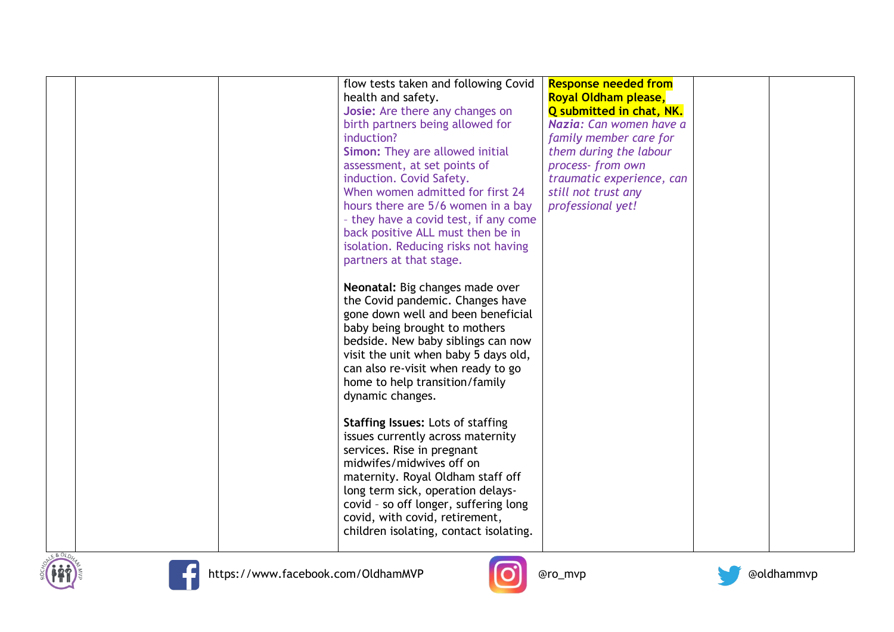| | | | | | | |
|---|---|---|---|---|---|---|
| | | | flow tests taken and following Covid health and safety.<br>**Josie:** Are there any changes on birth partners being allowed for induction?<br>**Simon:** They are allowed initial assessment, at set points of induction. Covid Safety.<br>When women admitted for first 24 hours there are 5/6 women in a bay – they have a covid test, if any come back positive ALL must then be in isolation. Reducing risks not having partners at that stage.<br><br>**Neonatal:** Big changes made over the Covid pandemic. Changes have gone down well and been beneficial baby being brought to mothers bedside. New baby siblings can now visit the unit when baby 5 days old, can also re-visit when ready to go home to help transition/family dynamic changes.<br><br>**Staffing Issues:** Lots of staffing issues currently across maternity services. Rise in pregnant midwifes/midwives off on maternity. Royal Oldham staff off long term sick, operation delays- covid – so off longer, suffering long covid, with covid, retirement, children isolating, contact isolating. | **Response needed from Royal Oldham please, Q submitted in chat, NK.**<br>***Nazia:*** *Can women have a family member care for them during the labour process- from own traumatic experience, can still not trust any professional yet!* | | |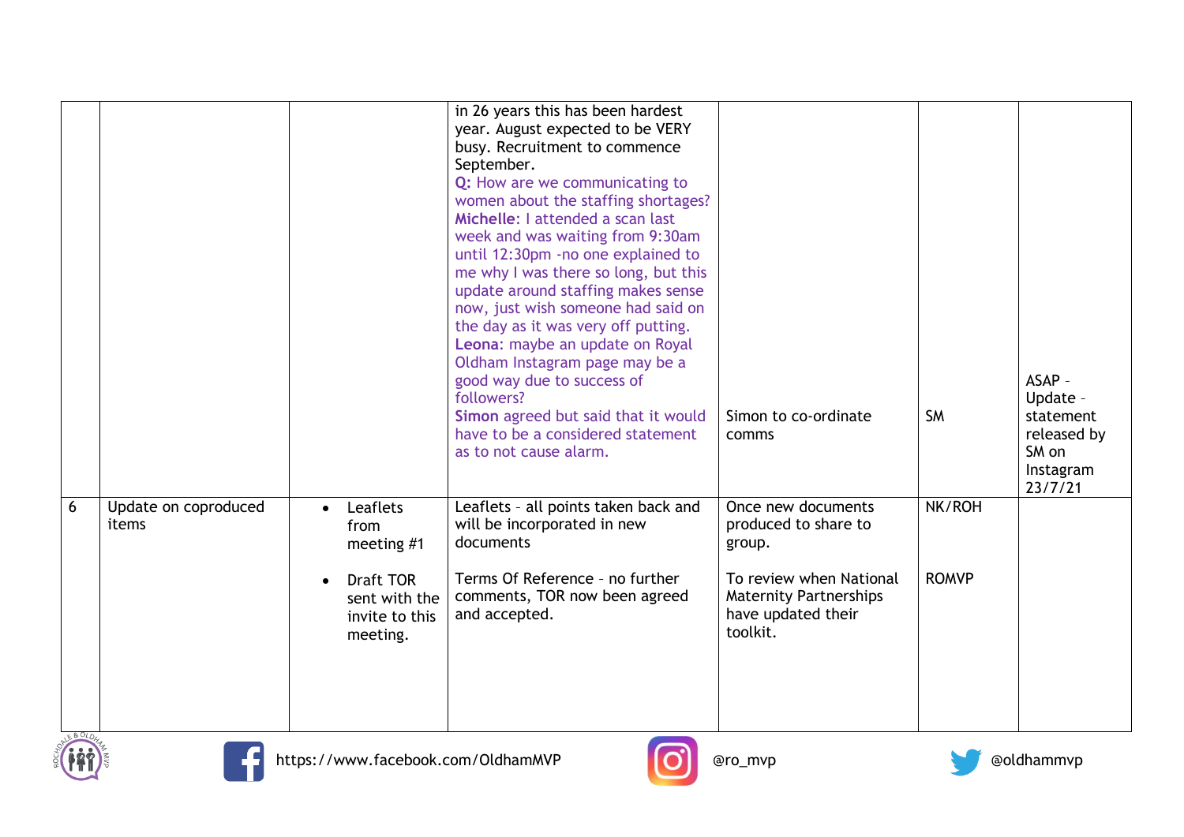| | | | | | | |
|---|---|---|---|---|---|---|
| | | | in 26 years this has been hardest year. August expected to be VERY busy. Recruitment to commence September.<br>**Q:** How are we communicating to women about the staffing shortages?<br>**Michelle**: I attended a scan last week and was waiting from 9:30am until 12:30pm -no one explained to me why I was there so long, but this update around staffing makes sense now, just wish someone had said on the day as it was very off putting.<br>**Leona**: maybe an update on Royal Oldham Instagram page may be a good way due to success of followers?<br>**Simon** agreed but said that it would have to be a considered statement as to not cause alarm. | Simon to co-ordinate comms | SM | ASAP - Update - statement released by SM on Instagram 23/7/21 |
| 6 | Update on coproduced items | • Leaflets from meeting #1<br><br>• Draft TOR sent with the invite to this meeting. | Leaflets - all points taken back and will be incorporated in new documents<br><br>Terms Of Reference - no further comments, TOR now been agreed and accepted. | Once new documents produced to share to group.<br><br>To review when National Maternity Partnerships have updated their toolkit. | NK/ROH<br><br>ROMVP | |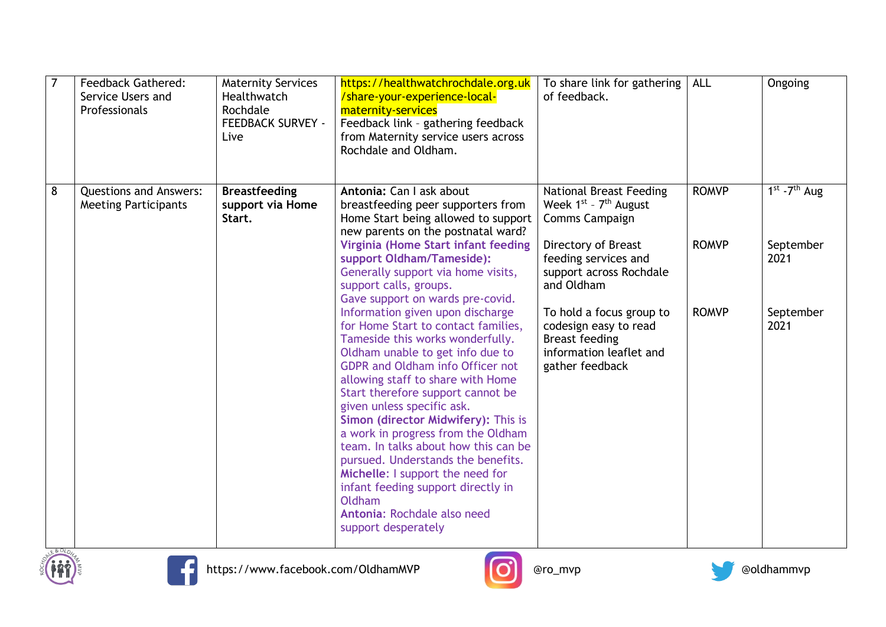| 7 | Feedback Gathered: Service Users and Professionals | Maternity Services Healthwatch Rochdale FEEDBACK SURVEY - Live | https://healthwatchrochdale.org.uk/share-your-experience-local-maternity-services Feedback link – gathering feedback from Maternity service users across Rochdale and Oldham. | To share link for gathering of feedback. | ALL | Ongoing |
|---|---|---|---|---|---|---|
| 8 | Questions and Answers: Meeting Participants | **Breastfeeding support via Home Start.** | **Antonia:** Can I ask about breastfeeding peer supporters from Home Start being allowed to support new parents on the postnatal ward? **Virginia (Home Start infant feeding support Oldham/Tameside):** Generally support via home visits, support calls, groups. Gave support on wards pre-covid. Information given upon discharge for Home Start to contact families, Tameside this works wonderfully. Oldham unable to get info due to GDPR and Oldham info Officer not allowing staff to share with Home Start therefore support cannot be given unless specific ask. **Simon (director Midwifery):** This is a work in progress from the Oldham team. In talks about how this can be pursued. Understands the benefits. **Michelle**: I support the need for infant feeding support directly in Oldham **Antonia**: Rochdale also need support desperately | National Breast Feeding Week 1st – 7th August Comms Campaign<br><br>Directory of Breast feeding services and support across Rochdale and Oldham<br><br>To hold a focus group to codesign easy to read Breast feeding information leaflet and gather feedback | ROMVP<br><br>ROMVP<br><br>ROMVP | 1st -7th Aug<br><br>September 2021<br><br>September 2021 |

https://www.facebook.com/OldhamMVP @ro_mvp @oldhammvp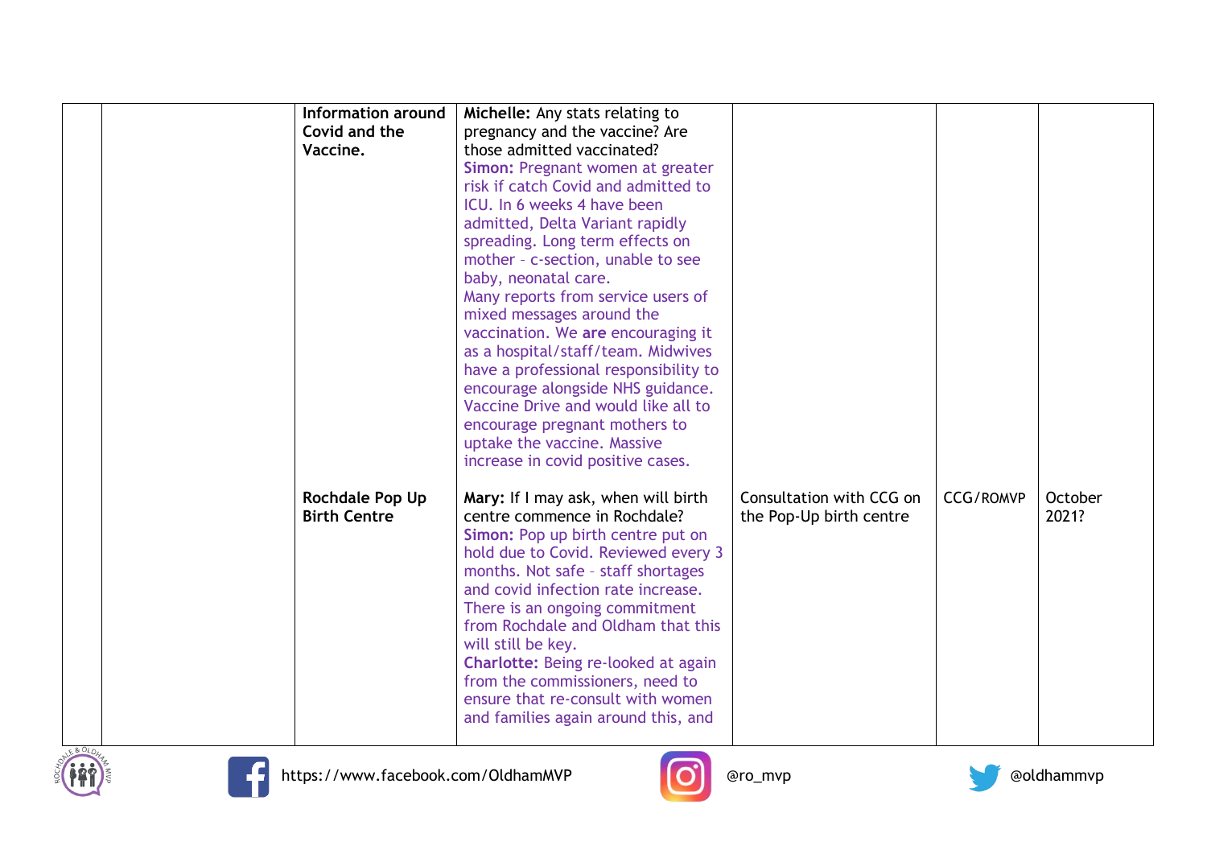| | | | | | |
|---|---|---|---|---|---|
| | **Information around Covid and the Vaccine.** | **Michelle:** Any stats relating to pregnancy and the vaccine? Are those admitted vaccinated?<br>**Simon:** Pregnant women at greater risk if catch Covid and admitted to ICU. In 6 weeks 4 have been admitted, Delta Variant rapidly spreading. Long term effects on mother – c-section, unable to see baby, neonatal care.<br>Many reports from service users of mixed messages around the vaccination. We **are** encouraging it as a hospital/staff/team. Midwives have a professional responsibility to encourage alongside NHS guidance. Vaccine Drive and would like all to encourage pregnant mothers to uptake the vaccine. Massive increase in covid positive cases. | | | |
| | **Rochdale Pop Up Birth Centre** | **Mary:** If I may ask, when will birth centre commence in Rochdale?<br>**Simon:** Pop up birth centre put on hold due to Covid. Reviewed every 3 months. Not safe – staff shortages and covid infection rate increase. There is an ongoing commitment from Rochdale and Oldham that this will still be key.<br>**Charlotte:** Being re-looked at again from the commissioners, need to ensure that re-consult with women and families again around this, and | Consultation with CCG on the Pop-Up birth centre | CCG/ROMVP | October 2021? |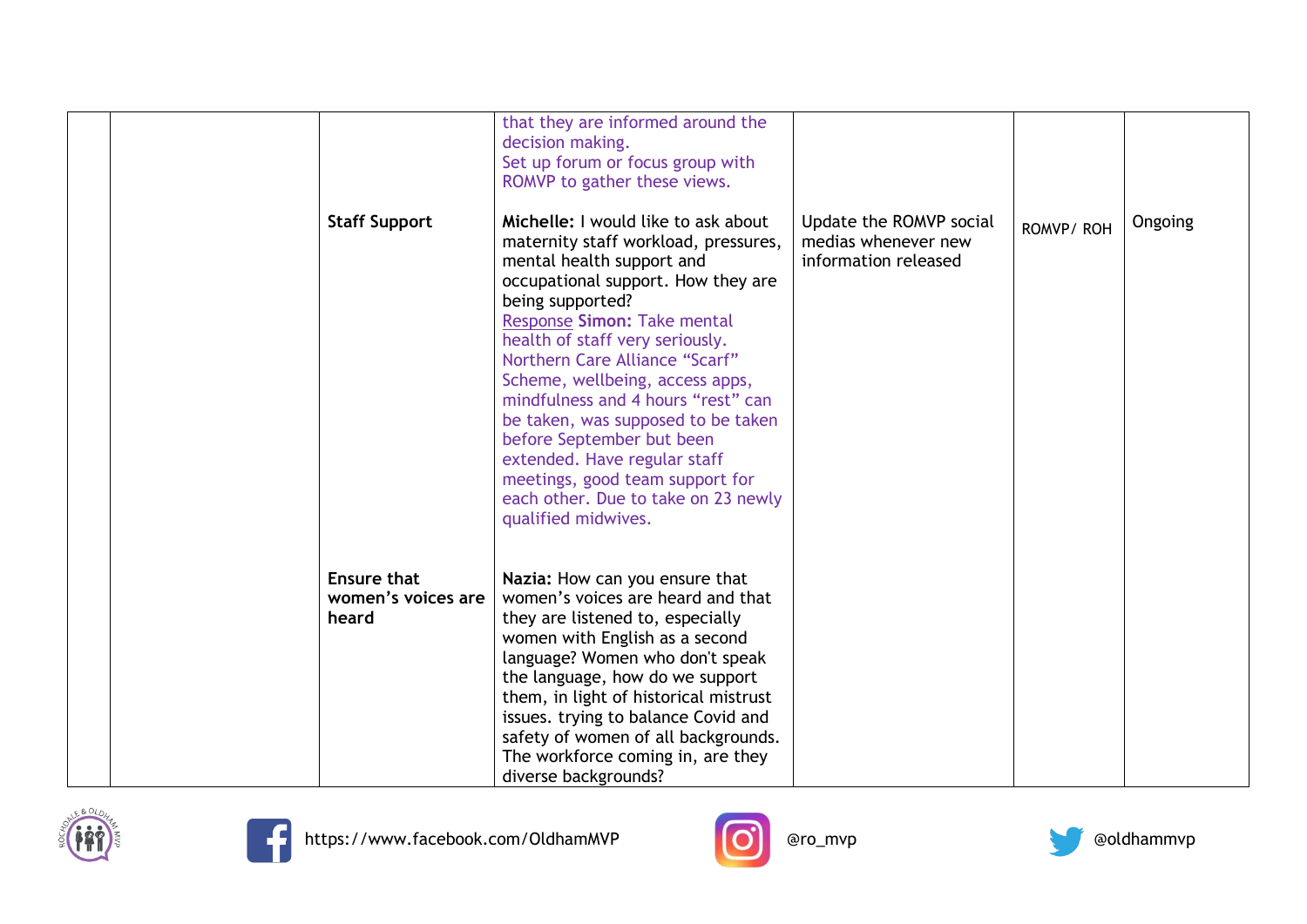| | | | | | | |
|---|---|---|---|---|---|---|
| | | | that they are informed around the decision making. Set up forum or focus group with ROMVP to gather these views. | | | |
| | | **Staff Support** | **Michelle:** I would like to ask about maternity staff workload, pressures, mental health support and occupational support. How they are being supported? Response **Simon:** Take mental health of staff very seriously. Northern Care Alliance "Scarf" Scheme, wellbeing, access apps, mindfulness and 4 hours "rest" can be taken, was supposed to be taken before September but been extended. Have regular staff meetings, good team support for each other. Due to take on 23 newly qualified midwives. | Update the ROMVP social medias whenever new information released | ROMVP/ ROH | Ongoing |
| | | **Ensure that women's voices are heard** | **Nazia:** How can you ensure that women's voices are heard and that they are listened to, especially women with English as a second language? Women who don't speak the language, how do we support them, in light of historical mistrust issues. trying to balance Covid and safety of women of all backgrounds. The workforce coming in, are they diverse backgrounds? | | | |

https://www.facebook.com/OldhamMVP

@ro_mvp

@oldhammvp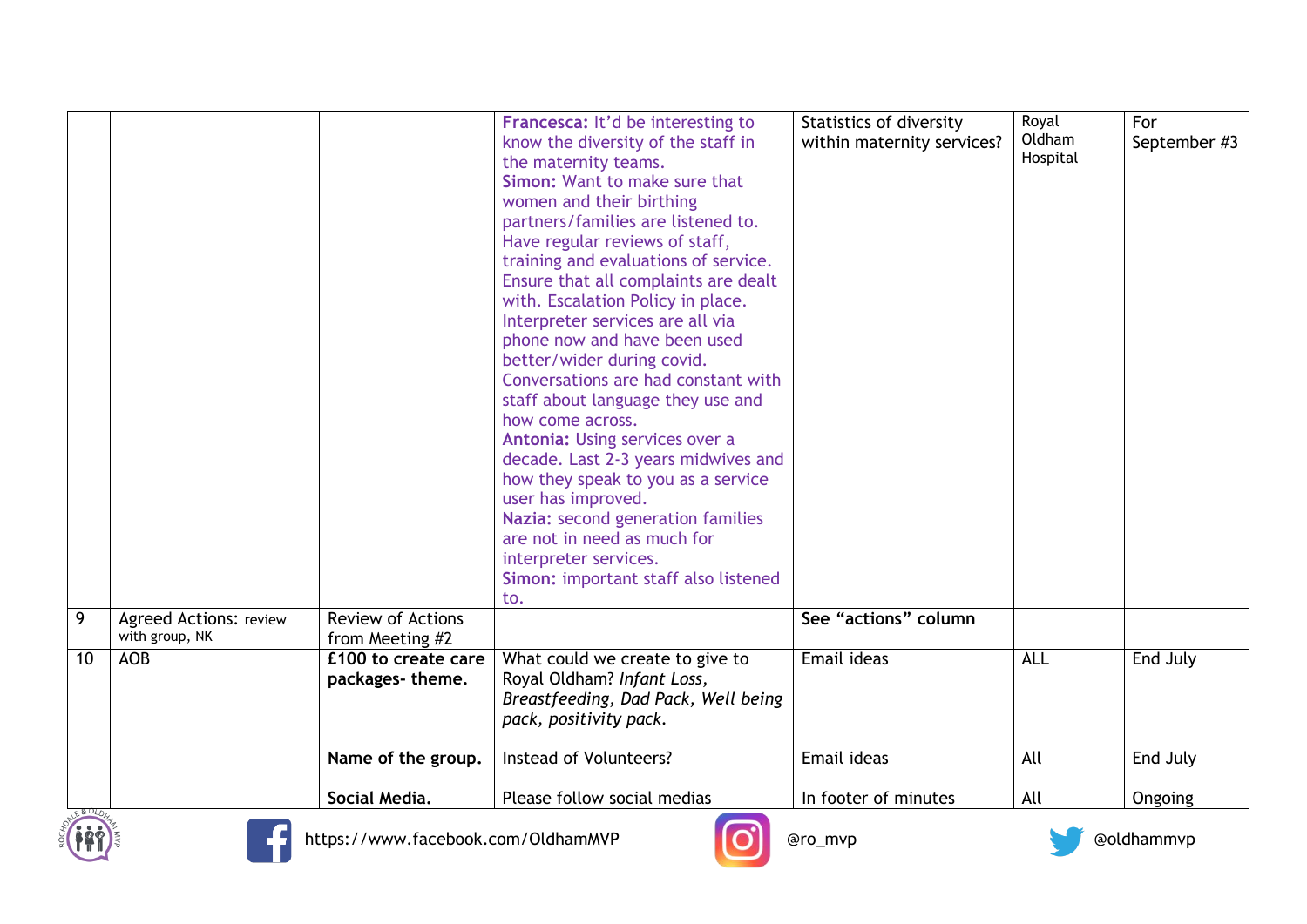| | | | | | | |
|---|---|---|---|---|---|---|
| | | | **Francesca:** It'd be interesting to know the diversity of the staff in the maternity teams. **Simon:** Want to make sure that women and their birthing partners/families are listened to. Have regular reviews of staff, training and evaluations of service. Ensure that all complaints are dealt with. Escalation Policy in place. Interpreter services are all via phone now and have been used better/wider during covid. Conversations are had constant with staff about language they use and how come across. **Antonia:** Using services over a decade. Last 2-3 years midwives and how they speak to you as a service user has improved. **Nazia:** second generation families are not in need as much for interpreter services. **Simon:** important staff also listened to. | Statistics of diversity within maternity services? | Royal Oldham Hospital | For September #3 |
| 9 | Agreed Actions: review with group, NK | Review of Actions from Meeting #2 | | **See "actions" column** | | |
| 10 | AOB | **£100 to create care packages- theme.** | What could we create to give to Royal Oldham? *Infant Loss, Breastfeeding, Dad Pack, Well being pack, positivity pack.* | Email ideas | ALL | End July |
| | | **Name of the group.** | Instead of Volunteers? | Email ideas | All | End July |
| | | **Social Media.** | Please follow social medias | In footer of minutes | All | Ongoing |

https://www.facebook.com/OldhamMVP @ro_mvp @oldhammvp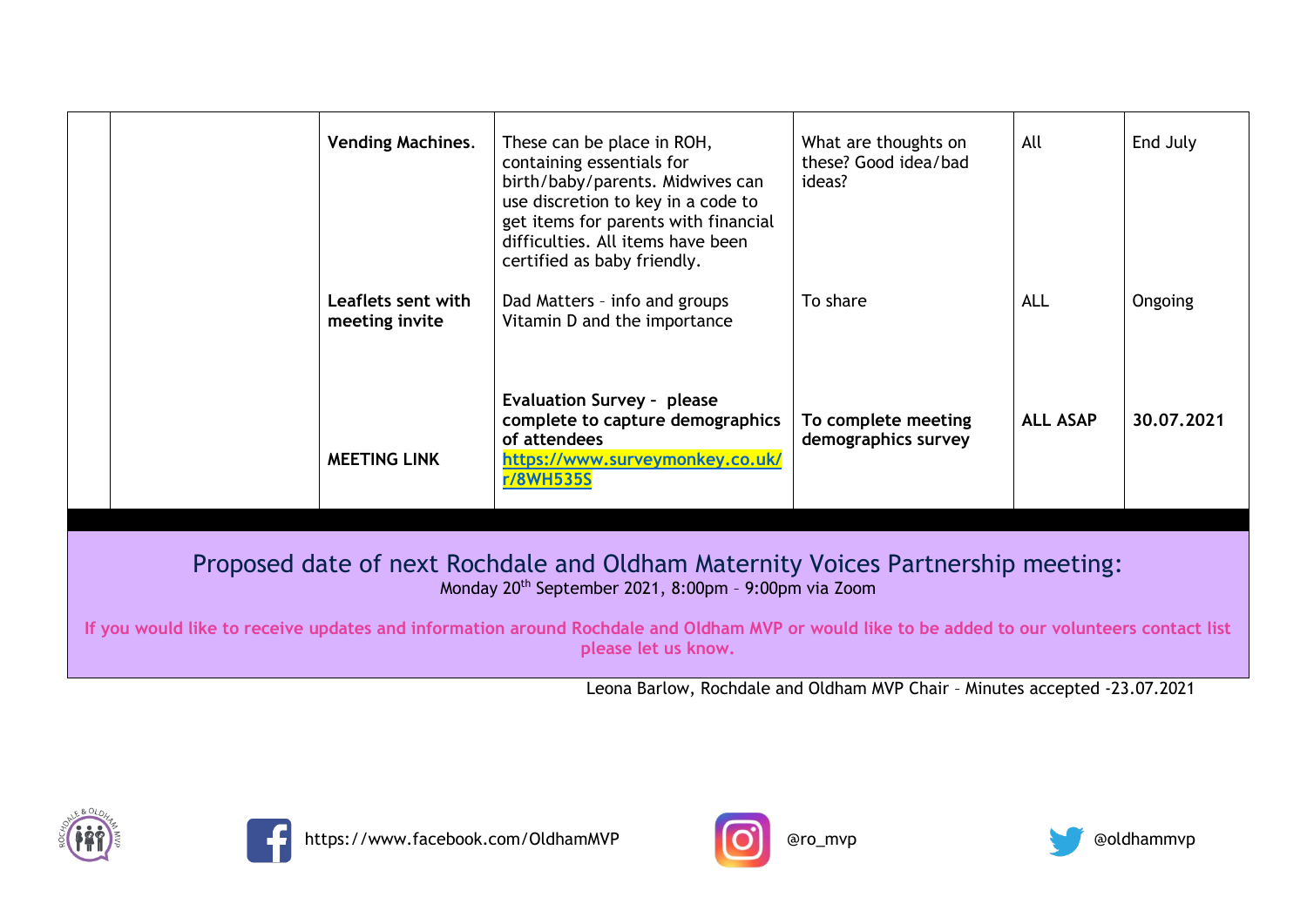| | | | | | | |
|---|---|---|---|---|---|---|
| | | **Vending Machines**. | These can be place in ROH, containing essentials for birth/baby/parents. Midwives can use discretion to key in a code to get items for parents with financial difficulties. All items have been certified as baby friendly. | What are thoughts on these? Good idea/bad ideas? | All | End July |
| | | **Leaflets sent with meeting invite** | Dad Matters – info and groups Vitamin D and the importance | To share | ALL | Ongoing |
| | | **MEETING LINK** | **Evaluation Survey - please complete to capture demographics of attendees** **https://www.surveymonkey.co.uk/r/8WH535S** | **To complete meeting demographics survey** | **ALL ASAP** | **30.07.2021** |

Proposed date of next Rochdale and Oldham Maternity Voices Partnership meeting:
Monday 20th September 2021, 8:00pm – 9:00pm via Zoom

**If you would like to receive updates and information around Rochdale and Oldham MVP or would like to be added to our volunteers contact list please let us know.**

Leona Barlow, Rochdale and Oldham MVP Chair – Minutes accepted -23.07.2021

https://www.facebook.com/OldhamMVP

@ro_mvp

@oldhammvp